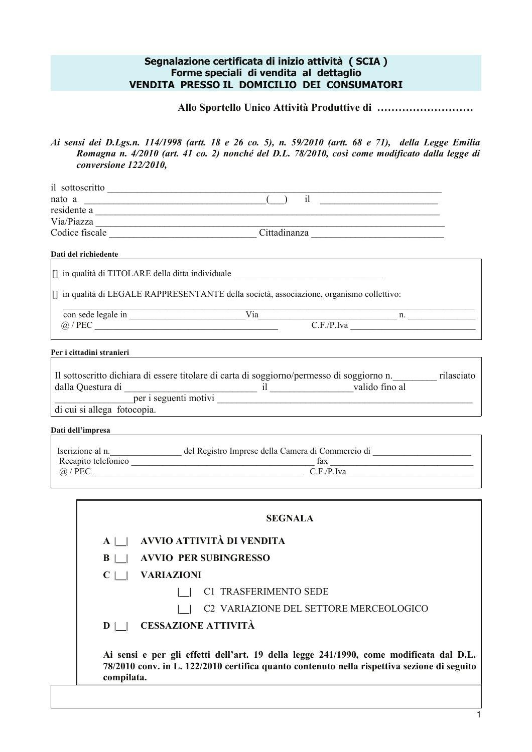## Segnalazione certificata di inizio attività ( SCIA )
## Forme speciali di vendita al dettaglio
## VENDITA PRESSO IL DOMICILIO DEI CONSUMATORI

**Allo Sportello Unico Attività Produttive di ………………………**

***Ai sensi dei D.Lgs.n. 114/1998 (artt. 18 e 26 co. 5), n. 59/2010 (artt. 68 e 71), della Legge Emilia Romagna n. 4/2010 (art. 41 co. 2) nonché del D.L. 78/2010, così come modificato dalla legge di conversione 122/2010,***

il sottoscritto ____________________________________________________________________
nato a ___________________________________(___) il ________________________
residente a _________________________________________________________________
Via/Piazza __________________________________________________________________
Codice fiscale ______________________________ Cittadinanza ___________________________

**Dati del richiedente**

[] in qualità di TITOLARE della ditta individuale ________________________________

[] in qualità di LEGALE RAPPRESENTANTE della società, associazione, organismo collettivo:

_______________________________________________________________________________
con sede legale in ________________________Via_____________________________ n. ______________
@ / PEC ____________________________________________ C.F./P.Iva ___________________________

**Per i cittadini stranieri**

Il sottoscritto dichiara di essere titolare di carta di soggiorno/permesso di soggiorno n._________ rilasciato dalla Questura di ___________________________ il ________________valido fino al _______________per i seguenti motivi ____________________________________________________
di cui si allega fotocopia.

**Dati dell'impresa**

Iscrizione al n._______________ del Registro Imprese della Camera di Commercio di ____________________
Recapito telefonico ________________________________________________ fax ____________________________
@ / PEC ____________________________________________ C.F./P.Iva ___________________________

**SEGNALA**

**A |__| AVVIO ATTIVITÀ DI VENDITA**

**B |__| AVVIO PER SUBINGRESSO**

**C |__| VARIAZIONI**

|__| C1 TRASFERIMENTO SEDE

|__| C2 VARIAZIONE DEL SETTORE MERCEOLOGICO

**D |__| CESSAZIONE ATTIVITÀ**

**Ai sensi e per gli effetti dell'art. 19 della legge 241/1990, come modificata dal D.L. 78/2010 conv. in L. 122/2010 certifica quanto contenuto nella rispettiva sezione di seguito compilata.**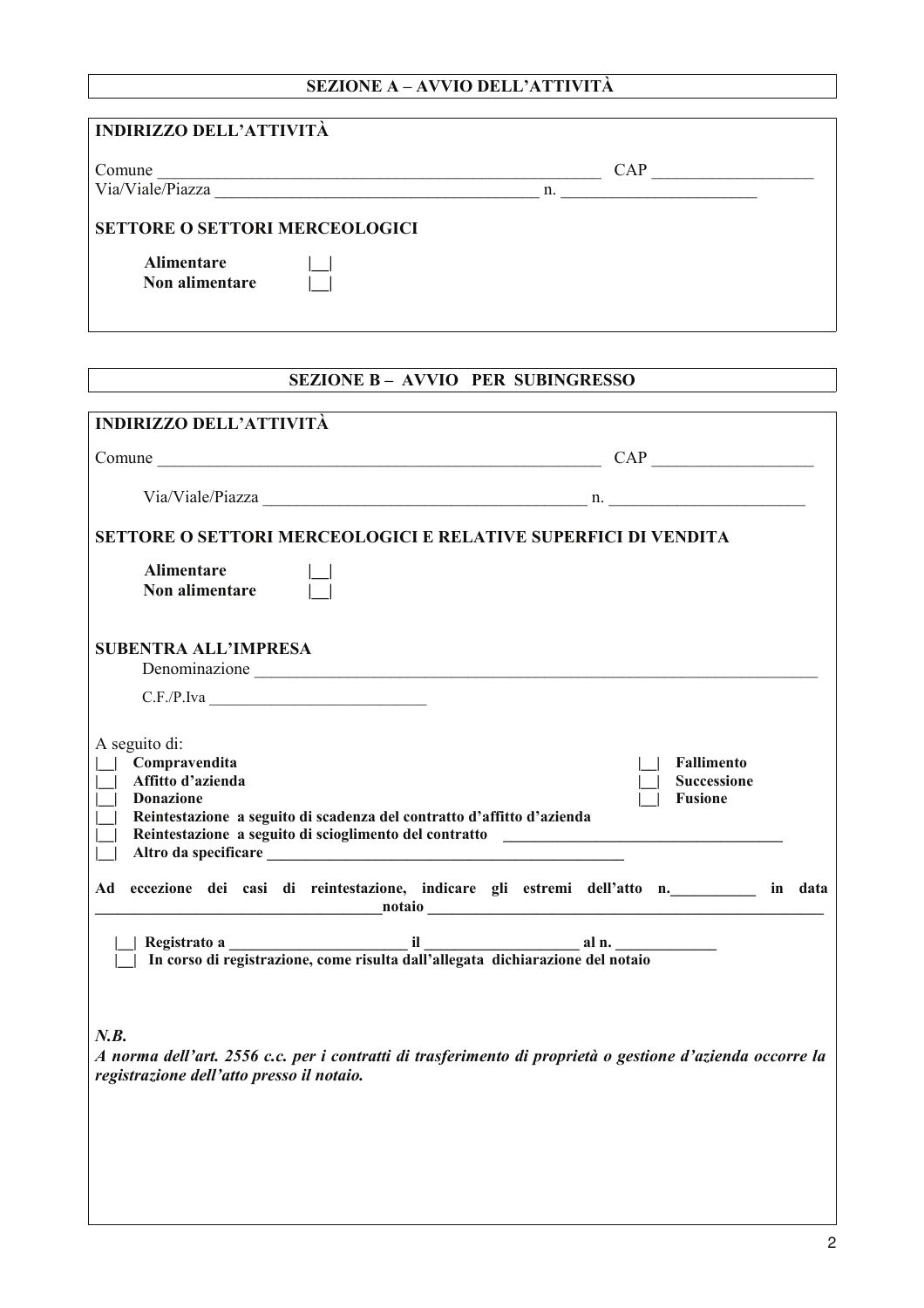## SEZIONE A – AVVIO DELL'ATTIVITÀ

**INDIRIZZO DELL'ATTIVITÀ**

Comune ____________________________________________________ CAP ___________________
Via/Viale/Piazza ________________________________________ n. _______________________

**SETTORE O SETTORI MERCEOLOGICI**

**Alimentare** |__|
**Non alimentare** |__|

## SEZIONE B – AVVIO PER SUBINGRESSO

**INDIRIZZO DELL'ATTIVITÀ**

Comune _______________________________________________________ CAP ___________________

Via/Viale/Piazza ______________________________________ n. _______________________

**SETTORE O SETTORI MERCEOLOGICI E RELATIVE SUPERFICI DI VENDITA**

**Alimentare** |__|
**Non alimentare** |__|

**SUBENTRA ALL'IMPRESA**

Denominazione ______________________________________________________________________

C.F./P.Iva ___________________________

A seguito di:

|__| **Compravendita**
|__| **Affitto d'azienda**
|__| **Donazione**
|__| **Reintestazione a seguito di scadenza del contratto d'affitto d'azienda**
|__| **Reintestazione a seguito di scioglimento del contratto** ___________________________________
|__| **Altro da specificare** _______________________________________________
|__| **Fallimento**
|__| **Successione**
|__| **Fusione**

**Ad eccezione dei casi di reintestazione, indicare gli estremi dell'atto n.___________ in data ____________________________________notaio ____________________________________________________**

|__| **Registrato a _______________________ il ____________________ al n. _____________**
|__| **In corso di registrazione, come risulta dall'allegata dichiarazione del notaio**

***N.B.***
***A norma dell'art. 2556 c.c. per i contratti di trasferimento di proprietà o gestione d'azienda occorre la registrazione dell'atto presso il notaio.***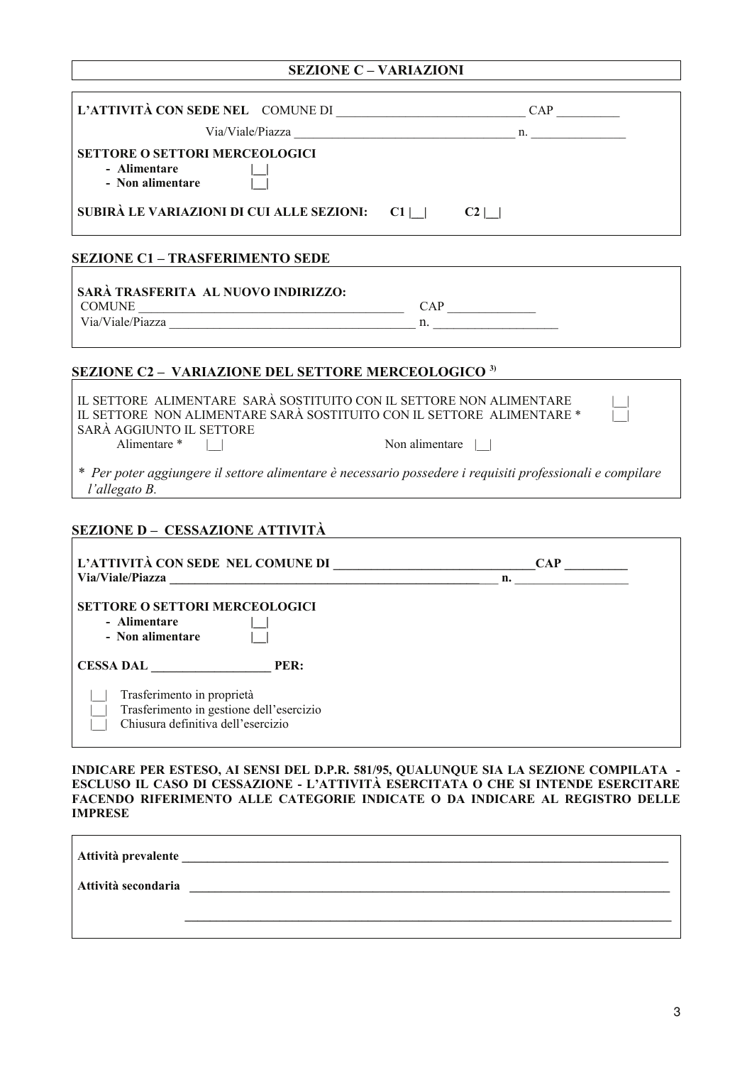## SEZIONE C – VARIAZIONI

**L'ATTIVITÀ CON SEDE NEL** COMUNE DI ______________________________ CAP __________

Via/Viale/Piazza ___________________________________ n. _______________

**SETTORE O SETTORI MERCEOLOGICI**

- **Alimentare** |__|
- **Non alimentare** |__|

**SUBIRÀ LE VARIAZIONI DI CUI ALLE SEZIONI: C1 |__| C2 |__|**

### SEZIONE C1 – TRASFERIMENTO SEDE

**SARÀ TRASFERITA AL NUOVO INDIRIZZO:**

COMUNE ___________________________________________ CAP ______________

Via/Viale/Piazza ______________________________________ n. ____________________

### SEZIONE C2 – VARIAZIONE DEL SETTORE MERCEOLOGICO [3)]

IL SETTORE ALIMENTARE SARÀ SOSTITUITO CON IL SETTORE NON ALIMENTARE |__|

IL SETTORE NON ALIMENTARE SARÀ SOSTITUITO CON IL SETTORE ALIMENTARE * |__|

SARÀ AGGIUNTO IL SETTORE

Alimentare * |__| Non alimentare |__|

*\* Per poter aggiungere il settore alimentare è necessario possedere i requisiti professionali e compilare l'allegato B.*

### SEZIONE D – CESSAZIONE ATTIVITÀ

**L'ATTIVITÀ CON SEDE NEL COMUNE DI ________________________________ CAP __________**

**Via/Viale/Piazza ____________________________________________________ n.** __________________

**SETTORE O SETTORI MERCEOLOGICI**

- **Alimentare** |__|
- **Non alimentare** |__|

**CESSA DAL ___________________ PER:**

|__| Trasferimento in proprietà

|__| Trasferimento in gestione dell'esercizio

|__| Chiusura definitiva dell'esercizio

**INDICARE PER ESTESO, AI SENSI DEL D.P.R. 581/95, QUALUNQUE SIA LA SEZIONE COMPILATA - ESCLUSO IL CASO DI CESSAZIONE - L'ATTIVITÀ ESERCITATA O CHE SI INTENDE ESERCITARE FACENDO RIFERIMENTO ALLE CATEGORIE INDICATE O DA INDICARE AL REGISTRO DELLE IMPRESE**

**Attività prevalente** ______________________________________________________________________________

**Attività secondaria** ______________________________________________________________________________

______________________________________________________________________________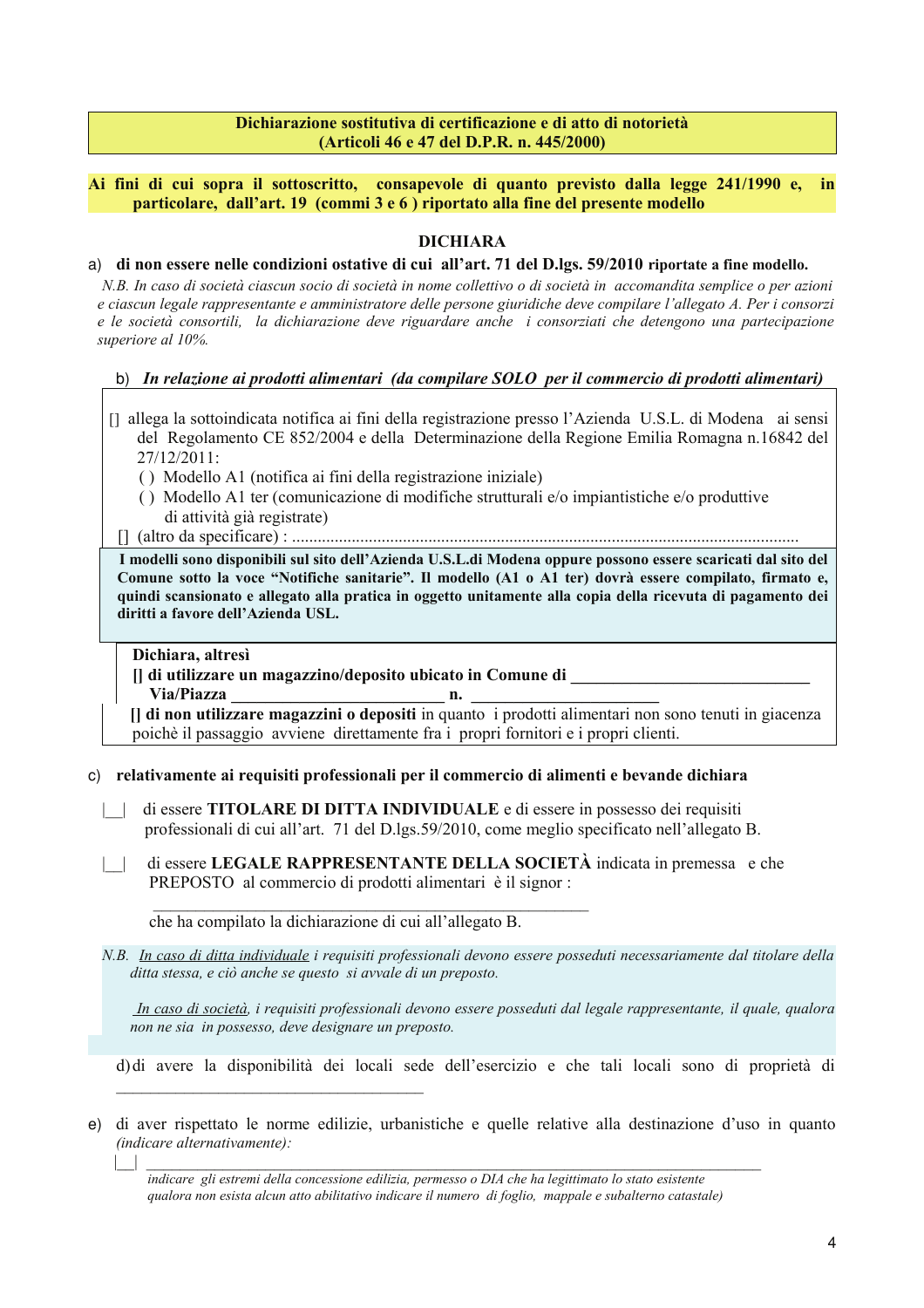**Dichiarazione sostitutiva di certificazione e di atto di notorietà**
**(Articoli 46 e 47 del D.P.R. n. 445/2000)**

**Ai fini di cui sopra il sottoscritto, consapevole di quanto previsto dalla legge 241/1990 e, in particolare, dall'art. 19 (commi 3 e 6 ) riportato alla fine del presente modello**

**DICHIARA**

a) **di non essere nelle condizioni ostative di cui all'art. 71 del D.lgs. 59/2010 riportate a fine modello.**

*N.B. In caso di società ciascun socio di società in nome collettivo o di società in accomandita semplice o per azioni e ciascun legale rappresentante e amministratore delle persone giuridiche deve compilare l'allegato A. Per i consorzi e le società consortili, la dichiarazione deve riguardare anche i consorziati che detengono una partecipazione superiore al 10%.*

b) ***In relazione ai prodotti alimentari (da compilare SOLO per il commercio di prodotti alimentari)***

[] allega la sottoindicata notifica ai fini della registrazione presso l'Azienda U.S.L. di Modena ai sensi del Regolamento CE 852/2004 e della Determinazione della Regione Emilia Romagna n.16842 del 27/12/2011:
( ) Modello A1 (notifica ai fini della registrazione iniziale)
( ) Modello A1 ter (comunicazione di modifiche strutturali e/o impiantistiche e/o produttive di attività già registrate)

[] (altro da specificare) : ......................................................................................................................

**I modelli sono disponibili sul sito dell'Azienda U.S.L.di Modena oppure possono essere scaricati dal sito del Comune sotto la voce "Notifiche sanitarie". Il modello (A1 o A1 ter) dovrà essere compilato, firmato e, quindi scansionato e allegato alla pratica in oggetto unitamente alla copia della ricevuta di pagamento dei diritti a favore dell'Azienda USL.**

**Dichiara, altresì**
**[] di utilizzare un magazzino/deposito ubicato in Comune di ____________________________**
**Via/Piazza ________________________ n. ______________________**
**[] di non utilizzare magazzini o depositi** in quanto i prodotti alimentari non sono tenuti in giacenza poichè il passaggio avviene direttamente fra i propri fornitori e i propri clienti.

c) **relativamente ai requisiti professionali per il commercio di alimenti e bevande dichiara**

|__| di essere **TITOLARE DI DITTA INDIVIDUALE** e di essere in possesso dei requisiti professionali di cui all'art. 71 del D.lgs.59/2010, come meglio specificato nell'allegato B.

|__| di essere **LEGALE RAPPRESENTANTE DELLA SOCIETÀ** indicata in premessa e che PREPOSTO al commercio di prodotti alimentari è il signor :
_____________________________________________________
che ha compilato la dichiarazione di cui all'allegato B.

*N.B. <u>In caso di ditta individuale</u> i requisiti professionali devono essere posseduti necessariamente dal titolare della ditta stessa, e ciò anche se questo si avvale di un preposto.*

*<u>In caso di società</u>, i requisiti professionali devono essere posseduti dal legale rappresentante, il quale, qualora non ne sia in possesso, deve designare un preposto.*

d) di avere la disponibilità dei locali sede dell'esercizio e che tali locali sono di proprietà di _____________________________________

e) di aver rispettato le norme edilizie, urbanistiche e quelle relative alla destinazione d'uso in quanto *(indicare alternativamente):*

|__| ________________________________________________________________________________
*indicare gli estremi della concessione edilizia, permesso o DIA che ha legittimato lo stato esistente qualora non esista alcun atto abilitativo indicare il numero di foglio, mappale e subalterno catastale)*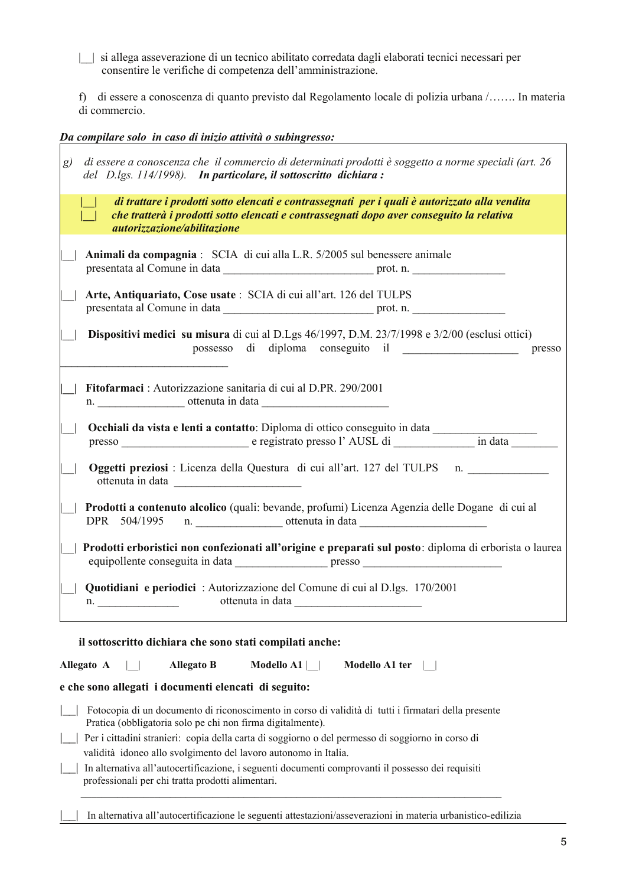|__| si allega asseverazione di un tecnico abilitato corredata dagli elaborati tecnici necessari per consentire le verifiche di competenza dell'amministrazione.

f) di essere a conoscenza di quanto previsto dal Regolamento locale di polizia urbana /……. In materia di commercio.

***Da compilare solo in caso di inizio attività o subingresso:***

*g) di essere a conoscenza che il commercio di determinati prodotti è soggetto a norme speciali (art. 26 del D.lgs. 114/1998).* ***In particolare, il sottoscritto dichiara :***

|__| ***di trattare i prodotti sotto elencati e contrassegnati per i quali è autorizzato alla vendita***
|__| ***che tratterà i prodotti sotto elencati e contrassegnati dopo aver conseguito la relativa autorizzazione/abilitazione***

|__| **Animali da compagnia** : SCIA di cui alla L.R. 5/2005 sul benessere animale presentata al Comune in data ___________________________ prot. n. ________________

|__| **Arte, Antiquariato, Cose usate** : SCIA di cui all'art. 126 del TULPS presentata al Comune in data ___________________________ prot. n. ________________

|__| **Dispositivi medici su misura** di cui al D.Lgs 46/1997, D.M. 23/7/1998 e 3/2/00 (esclusi ottici) possesso di diploma conseguito il ____________________ presso ______________________________

|__| **Fitofarmaci** : Autorizzazione sanitaria di cui al D.PR. 290/2001 n. _______________ ottenuta in data ______________________

|__| **Occhiali da vista e lenti a contatto**: Diploma di ottico conseguito in data __________________ presso ______________________ e registrato presso l' AUSL di ______________ in data ________

|__| **Oggetti preziosi** : Licenza della Questura di cui all'art. 127 del TULPS n. ______________ ottenuta in data ______________________

|__| **Prodotti a contenuto alcolico** (quali: bevande, profumi) Licenza Agenzia delle Dogane di cui al DPR 504/1995 n. _______________ ottenuta in data ______________________

|__| **Prodotti erboristici non confezionati all'origine e preparati sul posto**: diploma di erborista o laurea equipollente conseguita in data ________________ presso ________________________

|__| **Quotidiani e periodici** : Autorizzazione del Comune di cui al D.lgs. 170/2001 n. ______________ ottenuta in data ______________________

**il sottoscritto dichiara che sono stati compilati anche:**

**Allegato A** |__| **Allegato B** **Modello A1** |__| **Modello A1 ter** |__|

**e che sono allegati i documenti elencati di seguito:**

|__| Fotocopia di un documento di riconoscimento in corso di validità di tutti i firmatari della presente Pratica (obbligatoria solo pe chi non firma digitalmente).

|__| Per i cittadini stranieri: copia della carta di soggiorno o del permesso di soggiorno in corso di validità idoneo allo svolgimento del lavoro autonomo in Italia.

|__| In alternativa all'autocertificazione, i seguenti documenti comprovanti il possesso dei requisiti professionali per chi tratta prodotti alimentari.
______________________________________________________________________________

|__| In alternativa all'autocertificazione le seguenti attestazioni/asseverazioni in materia urbanistico-edilizia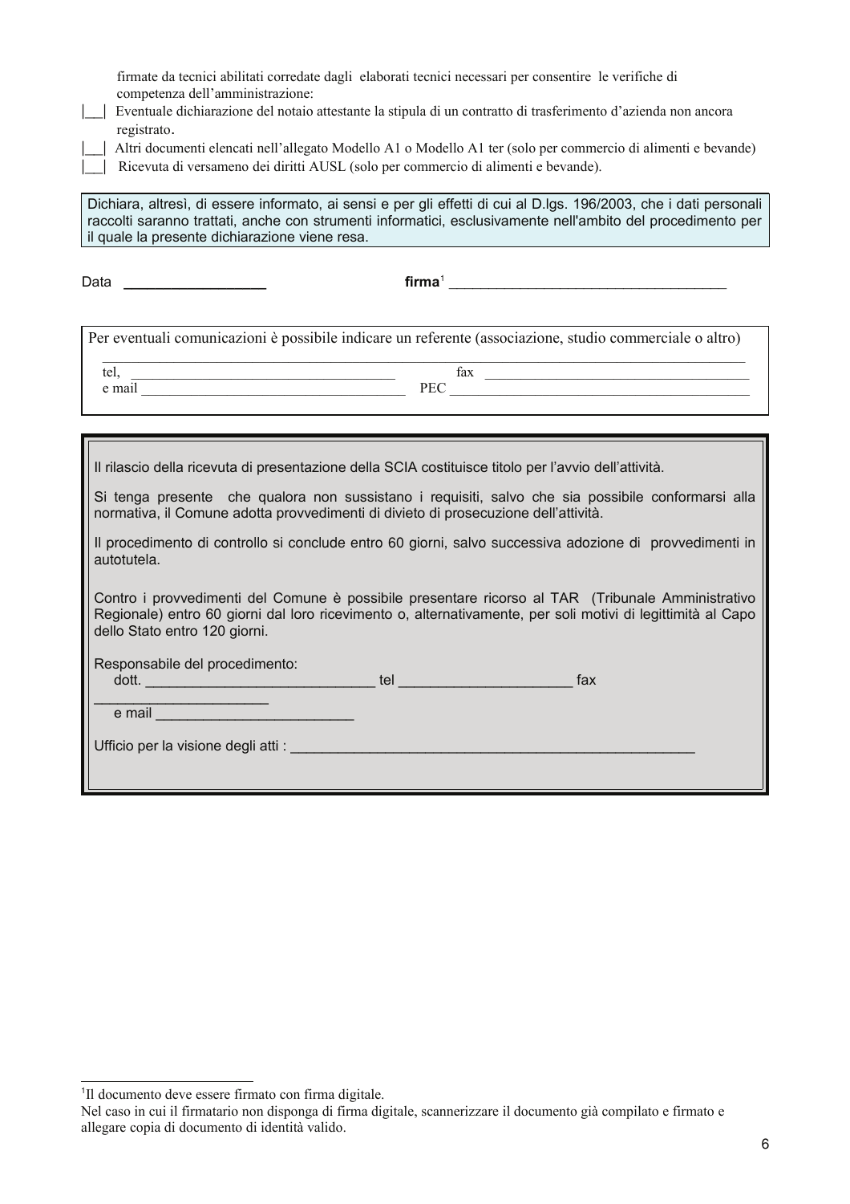firmate da tecnici abilitati corredate dagli elaborati tecnici necessari per consentire le verifiche di competenza dell'amministrazione:

|__| Eventuale dichiarazione del notaio attestante la stipula di un contratto di trasferimento d'azienda non ancora registrato.

|__| Altri documenti elencati nell'allegato Modello A1 o Modello A1 ter (solo per commercio di alimenti e bevande)

|__| Ricevuta di versameno dei diritti AUSL (solo per commercio di alimenti e bevande).

Dichiara, altresì, di essere informato, ai sensi e per gli effetti di cui al D.lgs. 196/2003, che i dati personali raccolti saranno trattati, anche con strumenti informatici, esclusivamente nell'ambito del procedimento per il quale la presente dichiarazione viene resa.

Data ________________ **firma**[1] ____________________________________

Per eventuali comunicazioni è possibile indicare un referente (associazione, studio commerciale o altro)

____________________________________________________________________________

tel, ____________________________________ fax ____________________________________

e mail ____________________________________ PEC ____________________________________

Il rilascio della ricevuta di presentazione della SCIA costituisce titolo per l'avvio dell'attività.

Si tenga presente che qualora non sussistano i requisiti, salvo che sia possibile conformarsi alla normativa, il Comune adotta provvedimenti di divieto di prosecuzione dell'attività.

Il procedimento di controllo si conclude entro 60 giorni, salvo successiva adozione di provvedimenti in autotutela.

Contro i provvedimenti del Comune è possibile presentare ricorso al TAR (Tribunale Amministrativo Regionale) entro 60 giorni dal loro ricevimento o, alternativamente, per soli motivi di legittimità al Capo dello Stato entro 120 giorni.

Responsabile del procedimento:
dott. ____________________________ tel _____________________ fax _____________________
e mail ________________________

Ufficio per la visione degli atti : ____________________________________________________

[1] Il documento deve essere firmato con firma digitale.
Nel caso in cui il firmatario non disponga di firma digitale, scannerizzare il documento già compilato e firmato e allegare copia di documento di identità valido.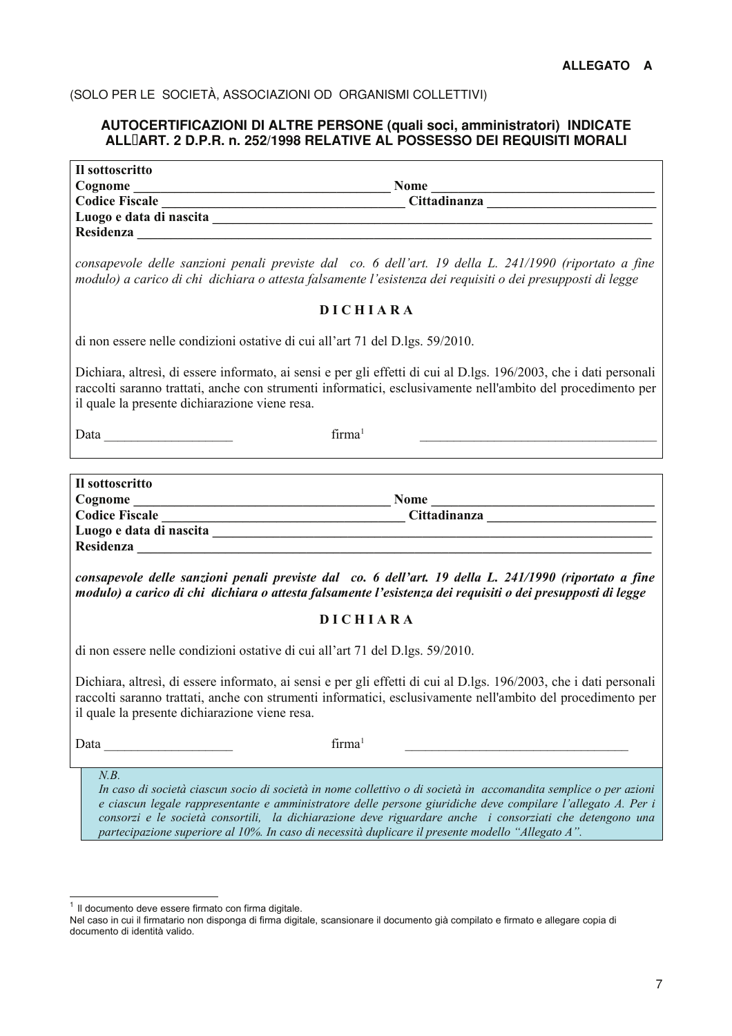**ALLEGATO A**

(SOLO PER LE SOCIETÀ, ASSOCIAZIONI OD ORGANISMI COLLETTIVI)

### AUTOCERTIFICAZIONI DI ALTRE PERSONE (quali soci, amministratori) INDICATE ALL'ART. 2 D.P.R. n. 252/1998 RELATIVE AL POSSESSO DEI REQUISITI MORALI

**Il sottoscritto**
**Cognome** ______________________________________ **Nome** _________________________________
**Codice Fiscale** ____________________________________ **Cittadinanza** _________________________
**Luogo e data di nascita** ____________________________________________________________________
**Residenza** _____________________________________________________________________________

*consapevole delle sanzioni penali previste dal co. 6 dell'art. 19 della L. 241/1990 (riportato a fine modulo) a carico di chi dichiara o attesta falsamente l'esistenza dei requisiti o dei presupposti di legge*

**D I C H I A R A**

di non essere nelle condizioni ostative di cui all'art 71 del D.lgs. 59/2010.

Dichiara, altresì, di essere informato, ai sensi e per gli effetti di cui al D.lgs. 196/2003, che i dati personali raccolti saranno trattati, anche con strumenti informatici, esclusivamente nell'ambito del procedimento per il quale la presente dichiarazione viene resa.

Data ___________________ firma[1] ___________________________________

**Il sottoscritto**
**Cognome** ______________________________________ **Nome** _________________________________
**Codice Fiscale** ____________________________________ **Cittadinanza** _________________________
**Luogo e data di nascita** ____________________________________________________________________
**Residenza** _____________________________________________________________________________

***consapevole delle sanzioni penali previste dal co. 6 dell'art. 19 della L. 241/1990 (riportato a fine modulo) a carico di chi dichiara o attesta falsamente l'esistenza dei requisiti o dei presupposti di legge***

**D I C H I A R A**

di non essere nelle condizioni ostative di cui all'art 71 del D.lgs. 59/2010.

Dichiara, altresì, di essere informato, ai sensi e per gli effetti di cui al D.lgs. 196/2003, che i dati personali raccolti saranno trattati, anche con strumenti informatici, esclusivamente nell'ambito del procedimento per il quale la presente dichiarazione viene resa.

Data ___________________ firma[1] _________________________________

*N.B.*
*In caso di società ciascun socio di società in nome collettivo o di società in accomandita semplice o per azioni e ciascun legale rappresentante e amministratore delle persone giuridiche deve compilare l'allegato A. Per i consorzi e le società consortili, la dichiarazione deve riguardare anche i consorziati che detengono una partecipazione superiore al 10%. In caso di necessità duplicare il presente modello "Allegato A".*

---

[1] Il documento deve essere firmato con firma digitale.
Nel caso in cui il firmatario non disponga di firma digitale, scansionare il documento già compilato e firmato e allegare copia di documento di identità valido.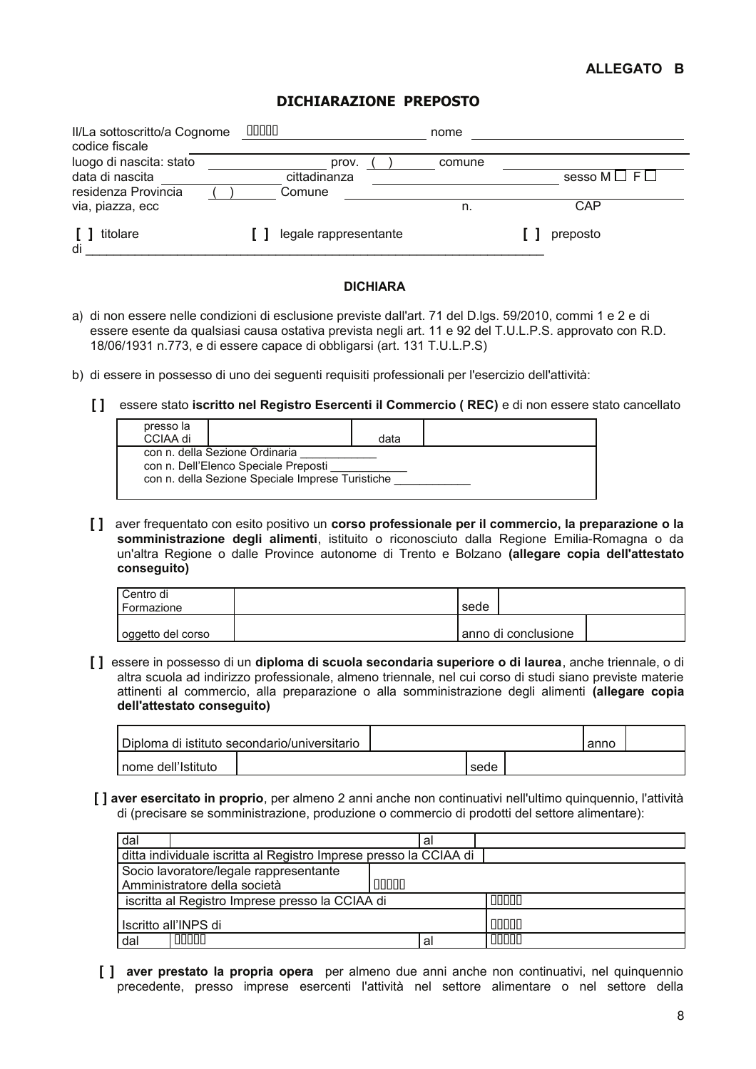**ALLEGATO B**

# DICHIARAZIONE PREPOSTO

Il/La sottoscritto/a Cognome ▯▯▯▯▯ ______________________ nome ______________________

codice fiscale ______________________

luogo di nascita: stato ______________ prov. ( ) ______ comune ______________________

data di nascita __________ cittadinanza ______________________ sesso M ☐ F ☐

residenza Provincia ( ) ______ Comune ______________________

via, piazza, ecc ______________________ n. ______ CAP ______

[ ] titolare [ ] legale rappresentante [ ] preposto

di ________________________________________________________________

**DICHIARA**

a) di non essere nelle condizioni di esclusione previste dall'art. 71 del D.lgs. 59/2010, commi 1 e 2 e di essere esente da qualsiasi causa ostativa prevista negli art. 11 e 92 del T.U.L.P.S. approvato con R.D. 18/06/1931 n.773, e di essere capace di obbligarsi (art. 131 T.U.L.P.S)

b) di essere in possesso di uno dei seguenti requisiti professionali per l'esercizio dell'attività:

[ ] essere stato **iscritto nel Registro Esercenti il Commercio ( REC)** e di non essere stato cancellato

| presso la CCIAA di | | data | |
|---|---|---|---|
| con n. della Sezione Ordinaria ____________<br>con n. Dell'Elenco Speciale Preposti ____________<br>con n. della Sezione Speciale Imprese Turistiche ____________ | | | |

[ ] aver frequentato con esito positivo un **corso professionale per il commercio, la preparazione o la somministrazione degli alimenti**, istituito o riconosciuto dalla Regione Emilia-Romagna o da un'altra Regione o dalle Province autonome di Trento e Bolzano **(allegare copia dell'attestato conseguito)**

| Centro di Formazione | | sede | |
|---|---|---|---|
| oggetto del corso | | anno di conclusione | |

[ ] essere in possesso di un **diploma di scuola secondaria superiore o di laurea**, anche triennale, o di altra scuola ad indirizzo professionale, almeno triennale, nel cui corso di studi siano previste materie attinenti al commercio, alla preparazione o alla somministrazione degli alimenti **(allegare copia dell'attestato conseguito)**

| Diploma di istituto secondario/universitario | | | anno | |
|---|---|---|---|---|
| nome dell'Istituto | | sede | | |

[ ] **aver esercitato in proprio**, per almeno 2 anni anche non continuativi nell'ultimo quinquennio, l'attività di (precisare se somministrazione, produzione o commercio di prodotti del settore alimentare):

| | | | |
|---|---|---|---|
| dal | | al | |
| ditta individuale iscritta al Registro Imprese presso la CCIAA di | | | |
| Socio lavoratore/legale rappresentante Amministratore della società | ▯▯▯▯▯ | | |
| iscritta al Registro Imprese presso la CCIAA di | | | ▯▯▯▯▯ |
| Iscritto all'INPS di | | | ▯▯▯▯▯ |
| dal | ▯▯▯▯▯ | al | ▯▯▯▯▯ |

[ ] **aver prestato la propria opera** per almeno due anni anche non continuativi, nel quinquennio precedente, presso imprese esercenti l'attività nel settore alimentare o nel settore della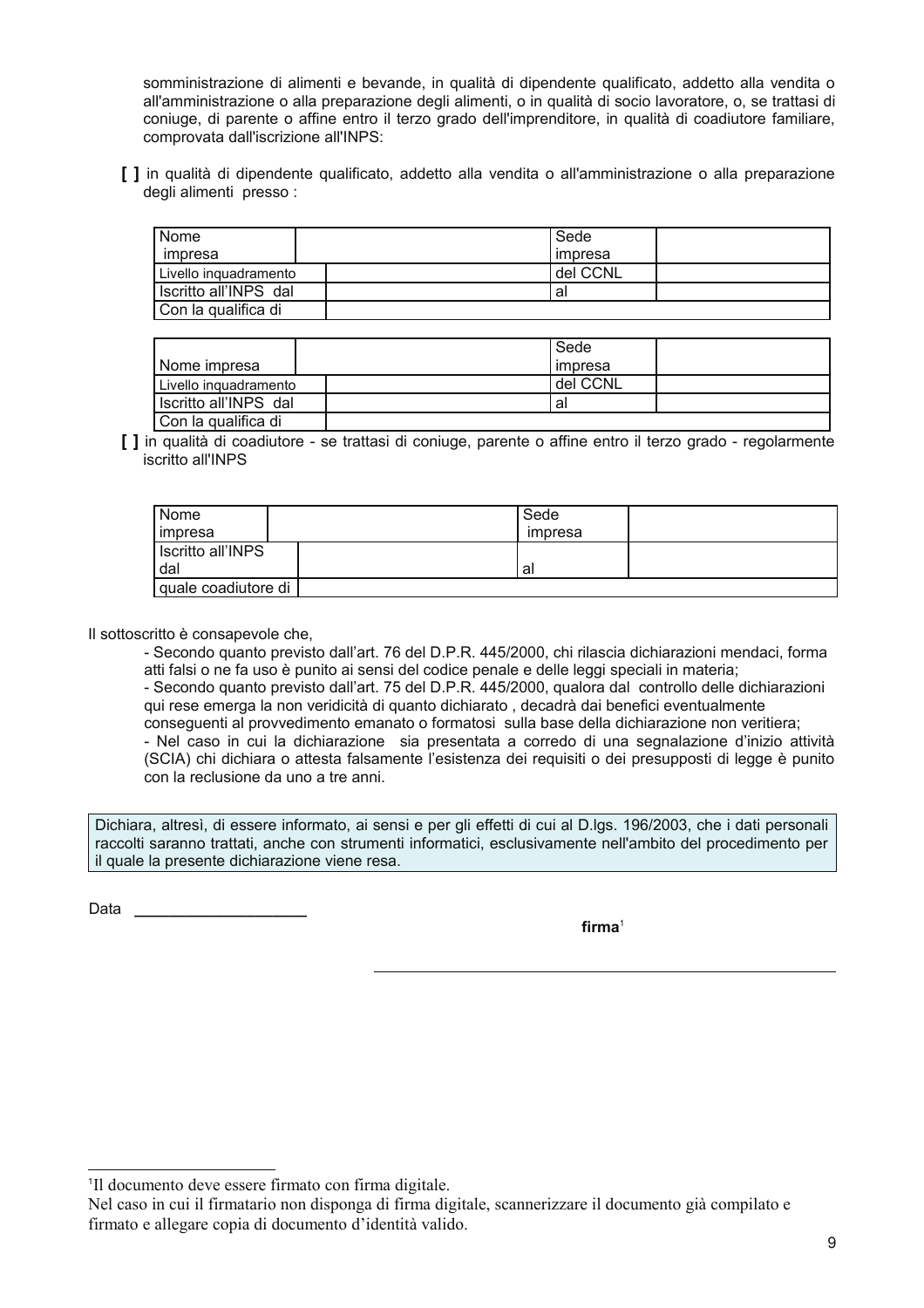somministrazione di alimenti e bevande, in qualità di dipendente qualificato, addetto alla vendita o all'amministrazione o alla preparazione degli alimenti, o in qualità di socio lavoratore, o, se trattasi di coniuge, di parente o affine entro il terzo grado dell'imprenditore, in qualità di coadiutore familiare, comprovata dall'iscrizione all'INPS:

**[ ]** in qualità di dipendente qualificato, addetto alla vendita o all'amministrazione o alla preparazione degli alimenti presso :

| | | | |
|---|---|---|---|
| Nome impresa | | Sede impresa | |
| Livello inquadramento | | del CCNL | |
| Iscritto all'INPS dal | | al | |
| Con la qualifica di | | | |

| | | | |
|---|---|---|---|
| Nome impresa | | Sede impresa | |
| Livello inquadramento | | del CCNL | |
| Iscritto all'INPS dal | | al | |
| Con la qualifica di | | | |

**[ ]** in qualità di coadiutore - se trattasi di coniuge, parente o affine entro il terzo grado - regolarmente iscritto all'INPS

| | | | |
|---|---|---|---|
| Nome impresa | | Sede impresa | |
| Iscritto all'INPS dal | | al | |
| quale coadiutore di | | | |

Il sottoscritto è consapevole che,

- Secondo quanto previsto dall'art. 76 del D.P.R. 445/2000, chi rilascia dichiarazioni mendaci, forma atti falsi o ne fa uso è punito ai sensi del codice penale e delle leggi speciali in materia;
- Secondo quanto previsto dall'art. 75 del D.P.R. 445/2000, qualora dal controllo delle dichiarazioni qui rese emerga la non veridicità di quanto dichiarato , decadrà dai benefici eventualmente conseguenti al provvedimento emanato o formatosi sulla base della dichiarazione non veritiera;
- Nel caso in cui la dichiarazione sia presentata a corredo di una segnalazione d'inizio attività (SCIA) chi dichiara o attesta falsamente l'esistenza dei requisiti o dei presupposti di legge è punito con la reclusione da uno a tre anni.

Dichiara, altresì, di essere informato, ai sensi e per gli effetti di cui al D.lgs. 196/2003, che i dati personali raccolti saranno trattati, anche con strumenti informatici, esclusivamente nell'ambito del procedimento per il quale la presente dichiarazione viene resa.

Data ____________________

**firma**[1]

_______________________________________________

[1]Il documento deve essere firmato con firma digitale.
Nel caso in cui il firmatario non disponga di firma digitale, scannerizzare il documento già compilato e firmato e allegare copia di documento d'identità valido.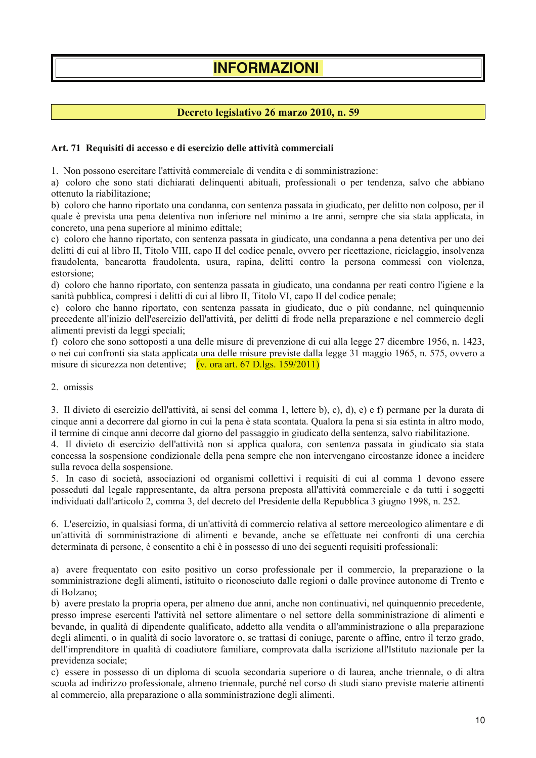# INFORMAZIONI

## Decreto legislativo 26 marzo 2010, n. 59

### Art. 71 Requisiti di accesso e di esercizio delle attività commerciali

1. Non possono esercitare l'attività commerciale di vendita e di somministrazione:

a) coloro che sono stati dichiarati delinquenti abituali, professionali o per tendenza, salvo che abbiano ottenuto la riabilitazione;

b) coloro che hanno riportato una condanna, con sentenza passata in giudicato, per delitto non colposo, per il quale è prevista una pena detentiva non inferiore nel minimo a tre anni, sempre che sia stata applicata, in concreto, una pena superiore al minimo edittale;

c) coloro che hanno riportato, con sentenza passata in giudicato, una condanna a pena detentiva per uno dei delitti di cui al libro II, Titolo VIII, capo II del codice penale, ovvero per ricettazione, riciclaggio, insolvenza fraudolenta, bancarotta fraudolenta, usura, rapina, delitti contro la persona commessi con violenza, estorsione;

d) coloro che hanno riportato, con sentenza passata in giudicato, una condanna per reati contro l'igiene e la sanità pubblica, compresi i delitti di cui al libro II, Titolo VI, capo II del codice penale;

e) coloro che hanno riportato, con sentenza passata in giudicato, due o più condanne, nel quinquennio precedente all'inizio dell'esercizio dell'attività, per delitti di frode nella preparazione e nel commercio degli alimenti previsti da leggi speciali;

f) coloro che sono sottoposti a una delle misure di prevenzione di cui alla legge 27 dicembre 1956, n. 1423, o nei cui confronti sia stata applicata una delle misure previste dalla legge 31 maggio 1965, n. 575, ovvero a misure di sicurezza non detentive; (v. ora art. 67 D.lgs. 159/2011)

2. omissis

3. Il divieto di esercizio dell'attività, ai sensi del comma 1, lettere b), c), d), e) e f) permane per la durata di cinque anni a decorrere dal giorno in cui la pena è stata scontata. Qualora la pena si sia estinta in altro modo, il termine di cinque anni decorre dal giorno del passaggio in giudicato della sentenza, salvo riabilitazione.

4. Il divieto di esercizio dell'attività non si applica qualora, con sentenza passata in giudicato sia stata concessa la sospensione condizionale della pena sempre che non intervengano circostanze idonee a incidere sulla revoca della sospensione.

5. In caso di società, associazioni od organismi collettivi i requisiti di cui al comma 1 devono essere posseduti dal legale rappresentante, da altra persona preposta all'attività commerciale e da tutti i soggetti individuati dall'articolo 2, comma 3, del decreto del Presidente della Repubblica 3 giugno 1998, n. 252.

6. L'esercizio, in qualsiasi forma, di un'attività di commercio relativa al settore merceologico alimentare e di un'attività di somministrazione di alimenti e bevande, anche se effettuate nei confronti di una cerchia determinata di persone, è consentito a chi è in possesso di uno dei seguenti requisiti professionali:

a) avere frequentato con esito positivo un corso professionale per il commercio, la preparazione o la somministrazione degli alimenti, istituito o riconosciuto dalle regioni o dalle province autonome di Trento e di Bolzano;

b) avere prestato la propria opera, per almeno due anni, anche non continuativi, nel quinquennio precedente, presso imprese esercenti l'attività nel settore alimentare o nel settore della somministrazione di alimenti e bevande, in qualità di dipendente qualificato, addetto alla vendita o all'amministrazione o alla preparazione degli alimenti, o in qualità di socio lavoratore o, se trattasi di coniuge, parente o affine, entro il terzo grado, dell'imprenditore in qualità di coadiutore familiare, comprovata dalla iscrizione all'Istituto nazionale per la previdenza sociale;

c) essere in possesso di un diploma di scuola secondaria superiore o di laurea, anche triennale, o di altra scuola ad indirizzo professionale, almeno triennale, purché nel corso di studi siano previste materie attinenti al commercio, alla preparazione o alla somministrazione degli alimenti.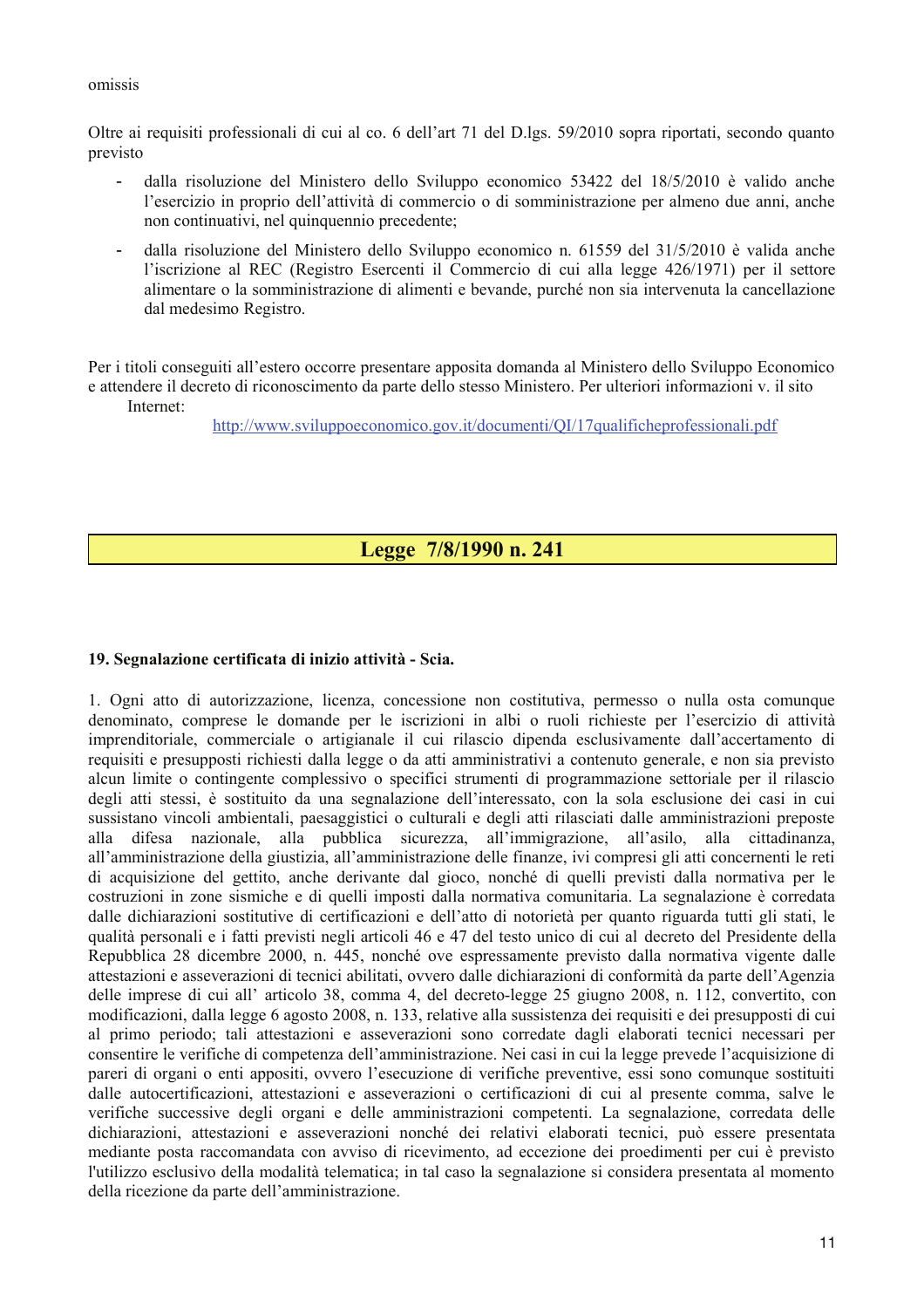omissis

Oltre ai requisiti professionali di cui al co. 6 dell'art 71 del D.lgs. 59/2010 sopra riportati, secondo quanto previsto

- dalla risoluzione del Ministero dello Sviluppo economico 53422 del 18/5/2010 è valido anche l'esercizio in proprio dell'attività di commercio o di somministrazione per almeno due anni, anche non continuativi, nel quinquennio precedente;
- dalla risoluzione del Ministero dello Sviluppo economico n. 61559 del 31/5/2010 è valida anche l'iscrizione al REC (Registro Esercenti il Commercio di cui alla legge 426/1971) per il settore alimentare o la somministrazione di alimenti e bevande, purché non sia intervenuta la cancellazione dal medesimo Registro.

Per i titoli conseguiti all'estero occorre presentare apposita domanda al Ministero dello Sviluppo Economico e attendere il decreto di riconoscimento da parte dello stesso Ministero. Per ulteriori informazioni v. il sito Internet:

http://www.sviluppoeconomico.gov.it/documenti/QI/17qualificheprofessionali.pdf

# Legge 7/8/1990 n. 241

### 19. Segnalazione certificata di inizio attività - Scia.

1. Ogni atto di autorizzazione, licenza, concessione non costitutiva, permesso o nulla osta comunque denominato, comprese le domande per le iscrizioni in albi o ruoli richieste per l'esercizio di attività imprenditoriale, commerciale o artigianale il cui rilascio dipenda esclusivamente dall'accertamento di requisiti e presupposti richiesti dalla legge o da atti amministrativi a contenuto generale, e non sia previsto alcun limite o contingente complessivo o specifici strumenti di programmazione settoriale per il rilascio degli atti stessi, è sostituito da una segnalazione dell'interessato, con la sola esclusione dei casi in cui sussistano vincoli ambientali, paesaggistici o culturali e degli atti rilasciati dalle amministrazioni preposte alla difesa nazionale, alla pubblica sicurezza, all'immigrazione, all'asilo, alla cittadinanza, all'amministrazione della giustizia, all'amministrazione delle finanze, ivi compresi gli atti concernenti le reti di acquisizione del gettito, anche derivante dal gioco, nonché di quelli previsti dalla normativa per le costruzioni in zone sismiche e di quelli imposti dalla normativa comunitaria. La segnalazione è corredata dalle dichiarazioni sostitutive di certificazioni e dell'atto di notorietà per quanto riguarda tutti gli stati, le qualità personali e i fatti previsti negli articoli 46 e 47 del testo unico di cui al decreto del Presidente della Repubblica 28 dicembre 2000, n. 445, nonché ove espressamente previsto dalla normativa vigente dalle attestazioni e asseverazioni di tecnici abilitati, ovvero dalle dichiarazioni di conformità da parte dell'Agenzia delle imprese di cui all' articolo 38, comma 4, del decreto-legge 25 giugno 2008, n. 112, convertito, con modificazioni, dalla legge 6 agosto 2008, n. 133, relative alla sussistenza dei requisiti e dei presupposti di cui al primo periodo; tali attestazioni e asseverazioni sono corredate dagli elaborati tecnici necessari per consentire le verifiche di competenza dell'amministrazione. Nei casi in cui la legge prevede l'acquisizione di pareri di organi o enti appositi, ovvero l'esecuzione di verifiche preventive, essi sono comunque sostituiti dalle autocertificazioni, attestazioni e asseverazioni o certificazioni di cui al presente comma, salve le verifiche successive degli organi e delle amministrazioni competenti. La segnalazione, corredata delle dichiarazioni, attestazioni e asseverazioni nonché dei relativi elaborati tecnici, può essere presentata mediante posta raccomandata con avviso di ricevimento, ad eccezione dei proedimenti per cui è previsto l'utilizzo esclusivo della modalità telematica; in tal caso la segnalazione si considera presentata al momento della ricezione da parte dell'amministrazione.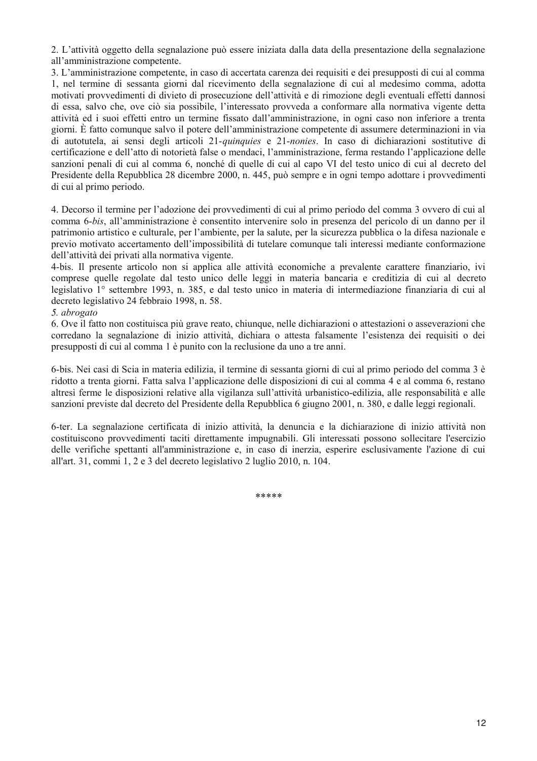2. L'attività oggetto della segnalazione può essere iniziata dalla data della presentazione della segnalazione all'amministrazione competente.

3. L'amministrazione competente, in caso di accertata carenza dei requisiti e dei presupposti di cui al comma 1, nel termine di sessanta giorni dal ricevimento della segnalazione di cui al medesimo comma, adotta motivati provvedimenti di divieto di prosecuzione dell'attività e di rimozione degli eventuali effetti dannosi di essa, salvo che, ove ciò sia possibile, l'interessato provveda a conformare alla normativa vigente detta attività ed i suoi effetti entro un termine fissato dall'amministrazione, in ogni caso non inferiore a trenta giorni. È fatto comunque salvo il potere dell'amministrazione competente di assumere determinazioni in via di autotutela, ai sensi degli articoli 21-*quinquies* e 21-*nonies*. In caso di dichiarazioni sostitutive di certificazione e dell'atto di notorietà false o mendaci, l'amministrazione, ferma restando l'applicazione delle sanzioni penali di cui al comma 6, nonché di quelle di cui al capo VI del testo unico di cui al decreto del Presidente della Repubblica 28 dicembre 2000, n. 445, può sempre e in ogni tempo adottare i provvedimenti di cui al primo periodo.

4. Decorso il termine per l'adozione dei provvedimenti di cui al primo periodo del comma 3 ovvero di cui al comma 6-*bis*, all'amministrazione è consentito intervenire solo in presenza del pericolo di un danno per il patrimonio artistico e culturale, per l'ambiente, per la salute, per la sicurezza pubblica o la difesa nazionale e previo motivato accertamento dell'impossibilità di tutelare comunque tali interessi mediante conformazione dell'attività dei privati alla normativa vigente.

4-bis. Il presente articolo non si applica alle attività economiche a prevalente carattere finanziario, ivi comprese quelle regolate dal testo unico delle leggi in materia bancaria e creditizia di cui al decreto legislativo 1° settembre 1993, n. 385, e dal testo unico in materia di intermediazione finanziaria di cui al decreto legislativo 24 febbraio 1998, n. 58.

*5. abrogato*

6. Ove il fatto non costituisca più grave reato, chiunque, nelle dichiarazioni o attestazioni o asseverazioni che corredano la segnalazione di inizio attività, dichiara o attesta falsamente l'esistenza dei requisiti o dei presupposti di cui al comma 1 è punito con la reclusione da uno a tre anni.

6-bis. Nei casi di Scia in materia edilizia, il termine di sessanta giorni di cui al primo periodo del comma 3 è ridotto a trenta giorni. Fatta salva l'applicazione delle disposizioni di cui al comma 4 e al comma 6, restano altresì ferme le disposizioni relative alla vigilanza sull'attività urbanistico-edilizia, alle responsabilità e alle sanzioni previste dal decreto del Presidente della Repubblica 6 giugno 2001, n. 380, e dalle leggi regionali.

6-ter. La segnalazione certificata di inizio attività, la denuncia e la dichiarazione di inizio attività non costituiscono provvedimenti taciti direttamente impugnabili. Gli interessati possono sollecitare l'esercizio delle verifiche spettanti all'amministrazione e, in caso di inerzia, esperire esclusivamente l'azione di cui all'art. 31, commi 1, 2 e 3 del decreto legislativo 2 luglio 2010, n. 104.

*****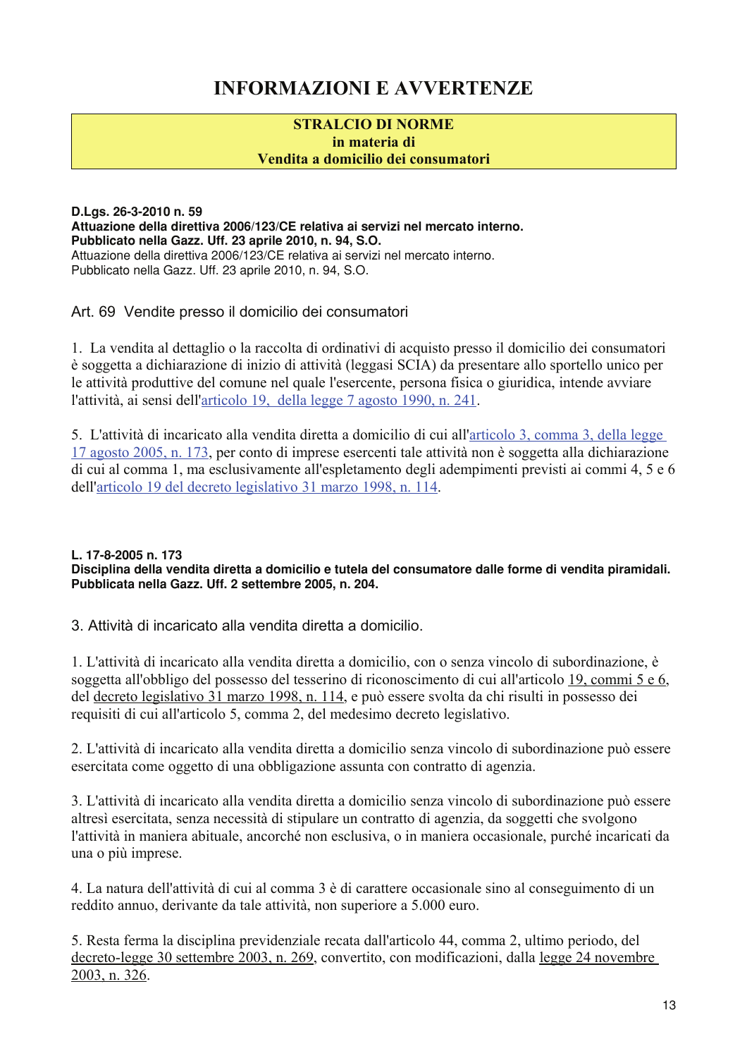# INFORMAZIONI E AVVERTENZE

**STRALCIO DI NORME**
**in materia di**
**Vendita a domicilio dei consumatori**

**D.Lgs. 26-3-2010 n. 59**
**Attuazione della direttiva 2006/123/CE relativa ai servizi nel mercato interno.**
**Pubblicato nella Gazz. Uff. 23 aprile 2010, n. 94, S.O.**
Attuazione della direttiva 2006/123/CE relativa ai servizi nel mercato interno.
Pubblicato nella Gazz. Uff. 23 aprile 2010, n. 94, S.O.

Art. 69 Vendite presso il domicilio dei consumatori

1. La vendita al dettaglio o la raccolta di ordinativi di acquisto presso il domicilio dei consumatori è soggetta a dichiarazione di inizio di attività (leggasi SCIA) da presentare allo sportello unico per le attività produttive del comune nel quale l'esercente, persona fisica o giuridica, intende avviare l'attività, ai sensi dell'articolo 19, della legge 7 agosto 1990, n. 241.

5. L'attività di incaricato alla vendita diretta a domicilio di cui all'articolo 3, comma 3, della legge 17 agosto 2005, n. 173, per conto di imprese esercenti tale attività non è soggetta alla dichiarazione di cui al comma 1, ma esclusivamente all'espletamento degli adempimenti previsti ai commi 4, 5 e 6 dell'articolo 19 del decreto legislativo 31 marzo 1998, n. 114.

**L. 17-8-2005 n. 173**
**Disciplina della vendita diretta a domicilio e tutela del consumatore dalle forme di vendita piramidali.**
**Pubblicata nella Gazz. Uff. 2 settembre 2005, n. 204.**

3. Attività di incaricato alla vendita diretta a domicilio.

1. L'attività di incaricato alla vendita diretta a domicilio, con o senza vincolo di subordinazione, è soggetta all'obbligo del possesso del tesserino di riconoscimento di cui all'articolo 19, commi 5 e 6, del decreto legislativo 31 marzo 1998, n. 114, e può essere svolta da chi risulti in possesso dei requisiti di cui all'articolo 5, comma 2, del medesimo decreto legislativo.

2. L'attività di incaricato alla vendita diretta a domicilio senza vincolo di subordinazione può essere esercitata come oggetto di una obbligazione assunta con contratto di agenzia.

3. L'attività di incaricato alla vendita diretta a domicilio senza vincolo di subordinazione può essere altresì esercitata, senza necessità di stipulare un contratto di agenzia, da soggetti che svolgono l'attività in maniera abituale, ancorché non esclusiva, o in maniera occasionale, purché incaricati da una o più imprese.

4. La natura dell'attività di cui al comma 3 è di carattere occasionale sino al conseguimento di un reddito annuo, derivante da tale attività, non superiore a 5.000 euro.

5. Resta ferma la disciplina previdenziale recata dall'articolo 44, comma 2, ultimo periodo, del decreto-legge 30 settembre 2003, n. 269, convertito, con modificazioni, dalla legge 24 novembre 2003, n. 326.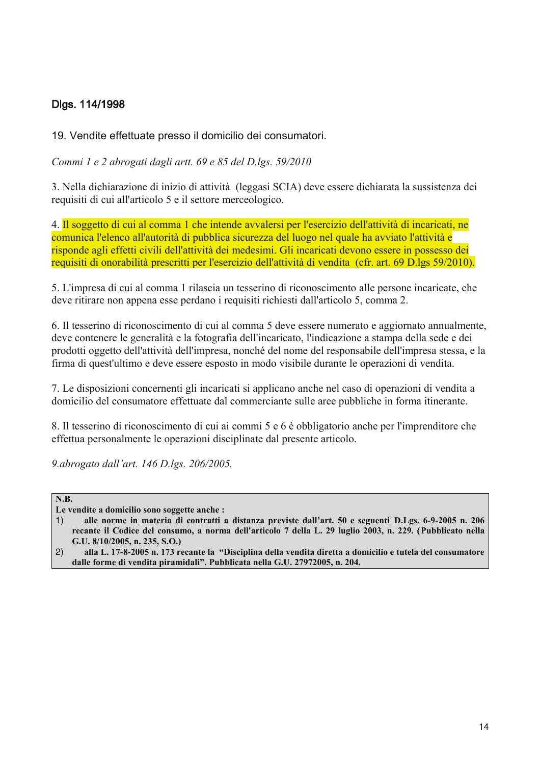## Dlgs. 114/1998

### 19. Vendite effettuate presso il domicilio dei consumatori.

*Commi 1 e 2 abrogati dagli artt. 69 e 85 del D.lgs. 59/2010*

3. Nella dichiarazione di inizio di attività  (leggasi SCIA) deve essere dichiarata la sussistenza dei requisiti di cui all'articolo 5 e il settore merceologico.

4. Il soggetto di cui al comma 1 che intende avvalersi per l'esercizio dell'attività di incaricati, ne comunica l'elenco all'autorità di pubblica sicurezza del luogo nel quale ha avviato l'attività e risponde agli effetti civili dell'attività dei medesimi. Gli incaricati devono essere in possesso dei requisiti di onorabilità prescritti per l'esercizio dell'attività di vendita  (cfr. art. 69 D.lgs 59/2010).

5. L'impresa di cui al comma 1 rilascia un tesserino di riconoscimento alle persone incaricate, che deve ritirare non appena esse perdano i requisiti richiesti dall'articolo 5, comma 2.

6. Il tesserino di riconoscimento di cui al comma 5 deve essere numerato e aggiornato annualmente, deve contenere le generalità e la fotografia dell'incaricato, l'indicazione a stampa della sede e dei prodotti oggetto dell'attività dell'impresa, nonché del nome del responsabile dell'impresa stessa, e la firma di quest'ultimo e deve essere esposto in modo visibile durante le operazioni di vendita.

7. Le disposizioni concernenti gli incaricati si applicano anche nel caso di operazioni di vendita a domicilio del consumatore effettuate dal commerciante sulle aree pubbliche in forma itinerante.

8. Il tesserino di riconoscimento di cui ai commi 5 e 6 è obbligatorio anche per l'imprenditore che effettua personalmente le operazioni disciplinate dal presente articolo.

*9.abrogato dall'art. 146 D.lgs. 206/2005.*

**N.B.**
**Le vendite a domicilio sono soggette anche :**

1) **alle norme in materia di contratti a distanza previste dall'art. 50 e seguenti D.Lgs. 6-9-2005 n. 206 recante il Codice del consumo, a norma dell'articolo 7 della L. 29 luglio 2003, n. 229. (Pubblicato nella G.U. 8/10/2005, n. 235, S.O.)**
2) **alla L. 17-8-2005 n. 173 recante la "Disciplina della vendita diretta a domicilio e tutela del consumatore dalle forme di vendita piramidali". Pubblicata nella G.U. 27972005, n. 204.**